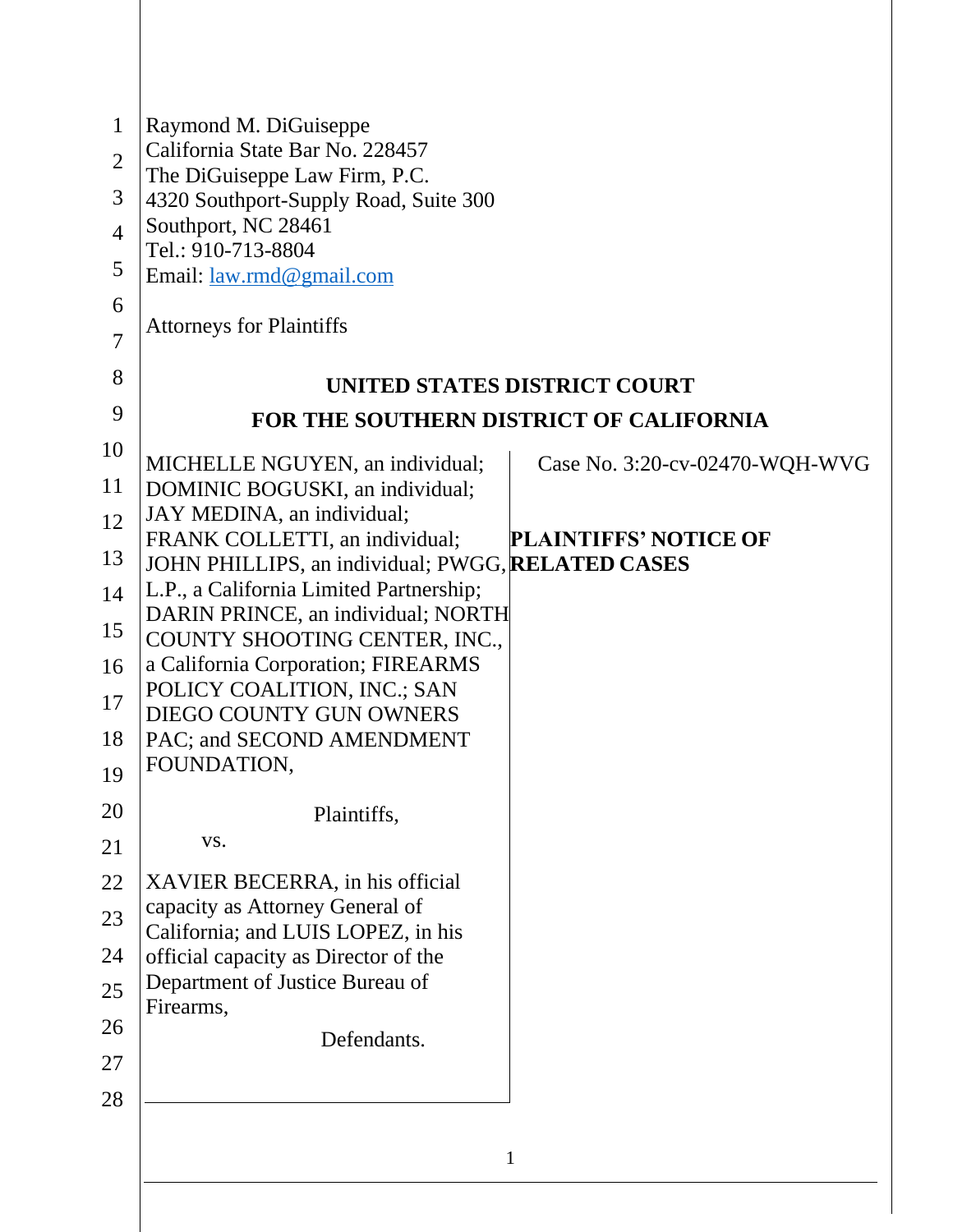Raymond M. DiGuiseppe
California State Bar No. 228457
The DiGuiseppe Law Firm, P.C.
4320 Southport-Supply Road, Suite 300
Southport, NC 28461
Tel.: 910-713-8804
Email: law.rmd@gmail.com

Attorneys for Plaintiffs

**UNITED STATES DISTRICT COURT**

**FOR THE SOUTHERN DISTRICT OF CALIFORNIA**

| | |
|---|---|
| MICHELLE NGUYEN, an individual; DOMINIC BOGUSKI, an individual; JAY MEDINA, an individual; FRANK COLLETTI, an individual; JOHN PHILLIPS, an individual; PWGG, L.P., a California Limited Partnership; DARIN PRINCE, an individual; NORTH COUNTY SHOOTING CENTER, INC., a California Corporation; FIREARMS POLICY COALITION, INC.; SAN DIEGO COUNTY GUN OWNERS PAC; and SECOND AMENDMENT FOUNDATION,<br><br>Plaintiffs,<br><br>vs.<br><br>XAVIER BECERRA, in his official capacity as Attorney General of California; and LUIS LOPEZ, in his official capacity as Director of the Department of Justice Bureau of Firearms,<br><br>Defendants. | Case No. 3:20-cv-02470-WQH-WVG<br><br>**PLAINTIFFS' NOTICE OF RELATED CASES** |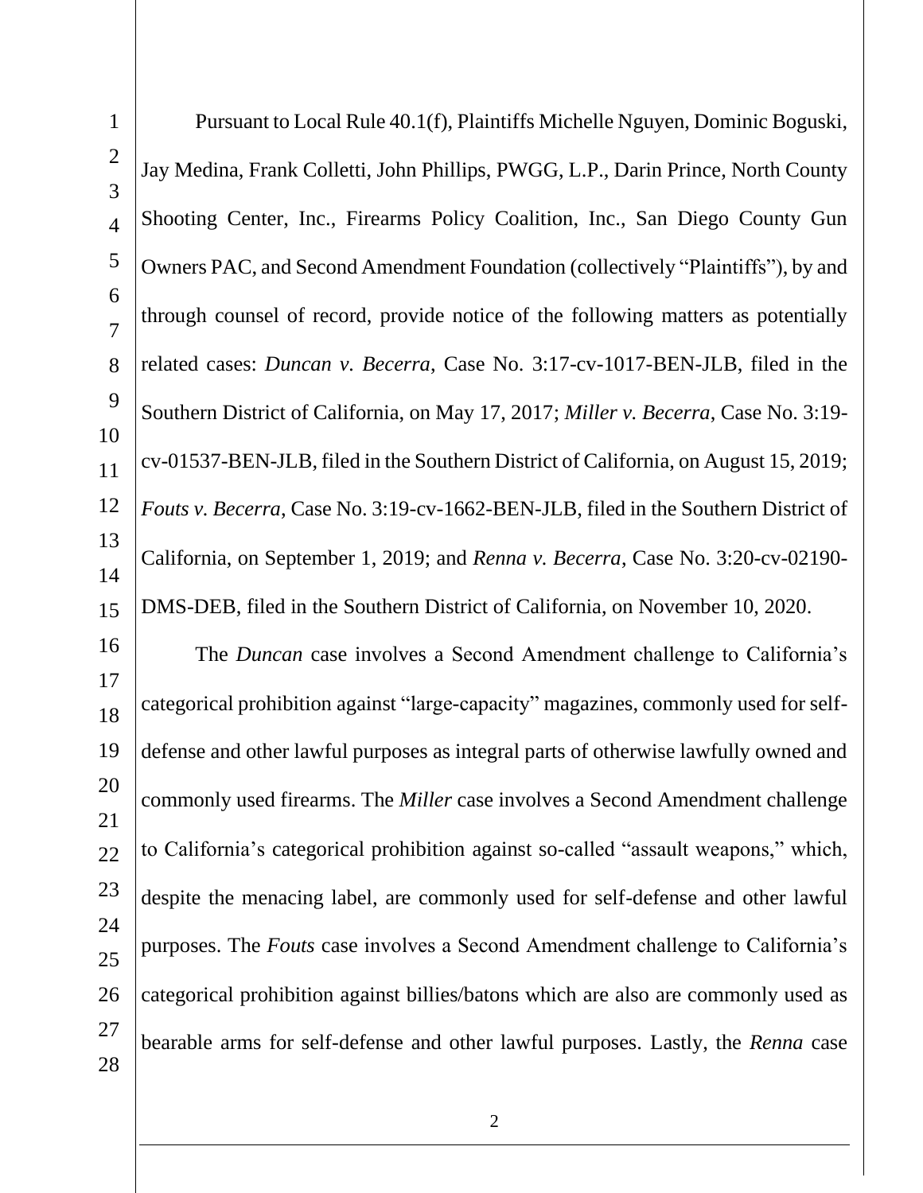Pursuant to Local Rule 40.1(f), Plaintiffs Michelle Nguyen, Dominic Boguski, Jay Medina, Frank Colletti, John Phillips, PWGG, L.P., Darin Prince, North County Shooting Center, Inc., Firearms Policy Coalition, Inc., San Diego County Gun Owners PAC, and Second Amendment Foundation (collectively "Plaintiffs"), by and through counsel of record, provide notice of the following matters as potentially related cases: *Duncan v. Becerra*, Case No. 3:17-cv-1017-BEN-JLB, filed in the Southern District of California, on May 17, 2017; *Miller v. Becerra*, Case No. 3:19-cv-01537-BEN-JLB, filed in the Southern District of California, on August 15, 2019; *Fouts v. Becerra*, Case No. 3:19-cv-1662-BEN-JLB, filed in the Southern District of California, on September 1, 2019; and *Renna v. Becerra*, Case No. 3:20-cv-02190-DMS-DEB, filed in the Southern District of California, on November 10, 2020.

The *Duncan* case involves a Second Amendment challenge to California's categorical prohibition against "large-capacity" magazines, commonly used for self-defense and other lawful purposes as integral parts of otherwise lawfully owned and commonly used firearms. The *Miller* case involves a Second Amendment challenge to California's categorical prohibition against so-called "assault weapons," which, despite the menacing label, are commonly used for self-defense and other lawful purposes. The *Fouts* case involves a Second Amendment challenge to California's categorical prohibition against billies/batons which are also are commonly used as bearable arms for self-defense and other lawful purposes. Lastly, the *Renna* case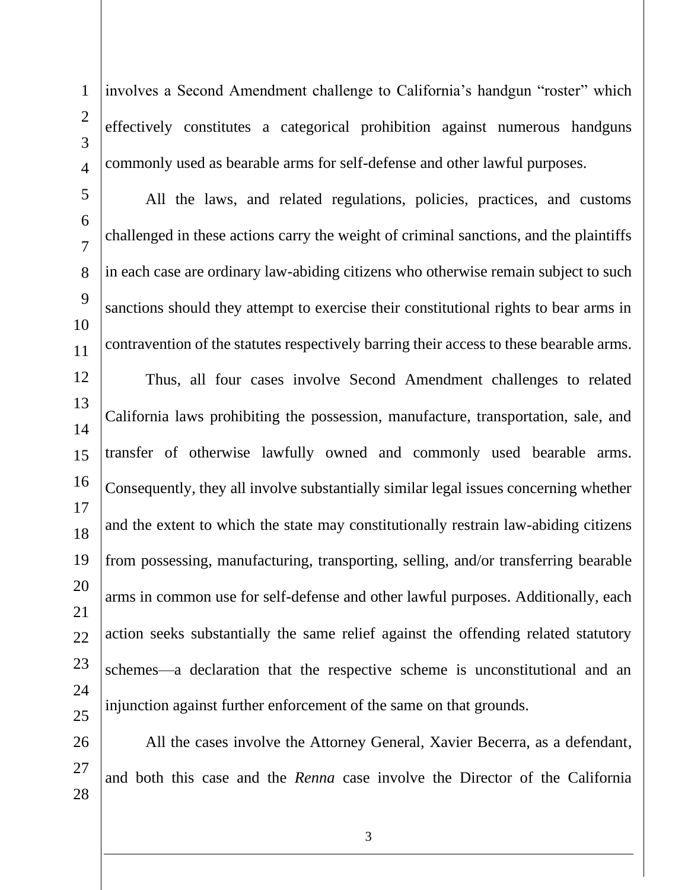involves a Second Amendment challenge to California's handgun "roster" which effectively constitutes a categorical prohibition against numerous handguns commonly used as bearable arms for self-defense and other lawful purposes.

All the laws, and related regulations, policies, practices, and customs challenged in these actions carry the weight of criminal sanctions, and the plaintiffs in each case are ordinary law-abiding citizens who otherwise remain subject to such sanctions should they attempt to exercise their constitutional rights to bear arms in contravention of the statutes respectively barring their access to these bearable arms.

Thus, all four cases involve Second Amendment challenges to related California laws prohibiting the possession, manufacture, transportation, sale, and transfer of otherwise lawfully owned and commonly used bearable arms. Consequently, they all involve substantially similar legal issues concerning whether and the extent to which the state may constitutionally restrain law-abiding citizens from possessing, manufacturing, transporting, selling, and/or transferring bearable arms in common use for self-defense and other lawful purposes. Additionally, each action seeks substantially the same relief against the offending related statutory schemes—a declaration that the respective scheme is unconstitutional and an injunction against further enforcement of the same on that grounds.

All the cases involve the Attorney General, Xavier Becerra, as a defendant, and both this case and the *Renna* case involve the Director of the California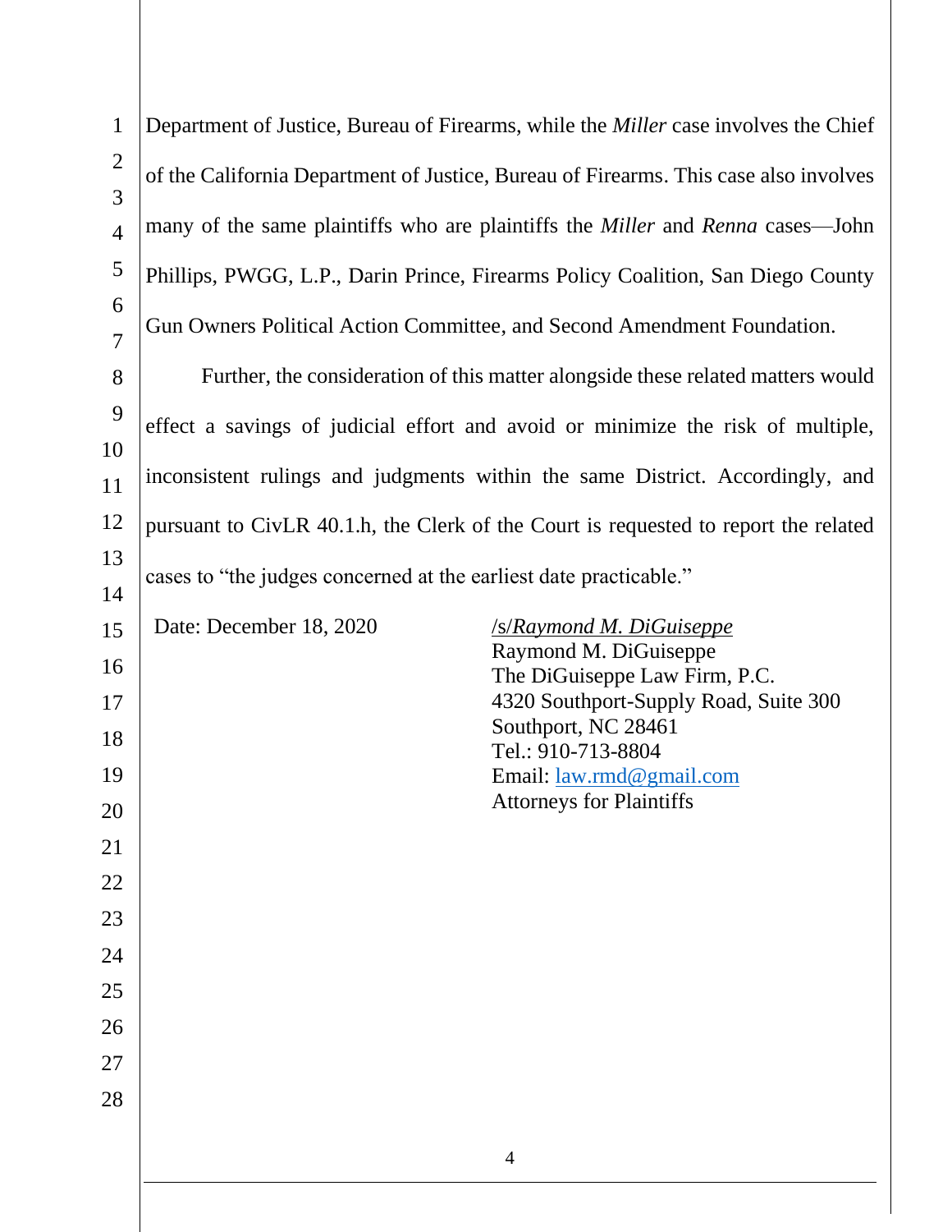Department of Justice, Bureau of Firearms, while the *Miller* case involves the Chief of the California Department of Justice, Bureau of Firearms. This case also involves many of the same plaintiffs who are plaintiffs the *Miller* and *Renna* cases—John Phillips, PWGG, L.P., Darin Prince, Firearms Policy Coalition, San Diego County Gun Owners Political Action Committee, and Second Amendment Foundation.

Further, the consideration of this matter alongside these related matters would effect a savings of judicial effort and avoid or minimize the risk of multiple, inconsistent rulings and judgments within the same District. Accordingly, and pursuant to CivLR 40.1.h, the Clerk of the Court is requested to report the related cases to "the judges concerned at the earliest date practicable."

Date: December 18, 2020

/s/*Raymond M. DiGuiseppe*
Raymond M. DiGuiseppe
The DiGuiseppe Law Firm, P.C.
4320 Southport-Supply Road, Suite 300
Southport, NC 28461
Tel.: 910-713-8804
Email: law.rmd@gmail.com
Attorneys for Plaintiffs